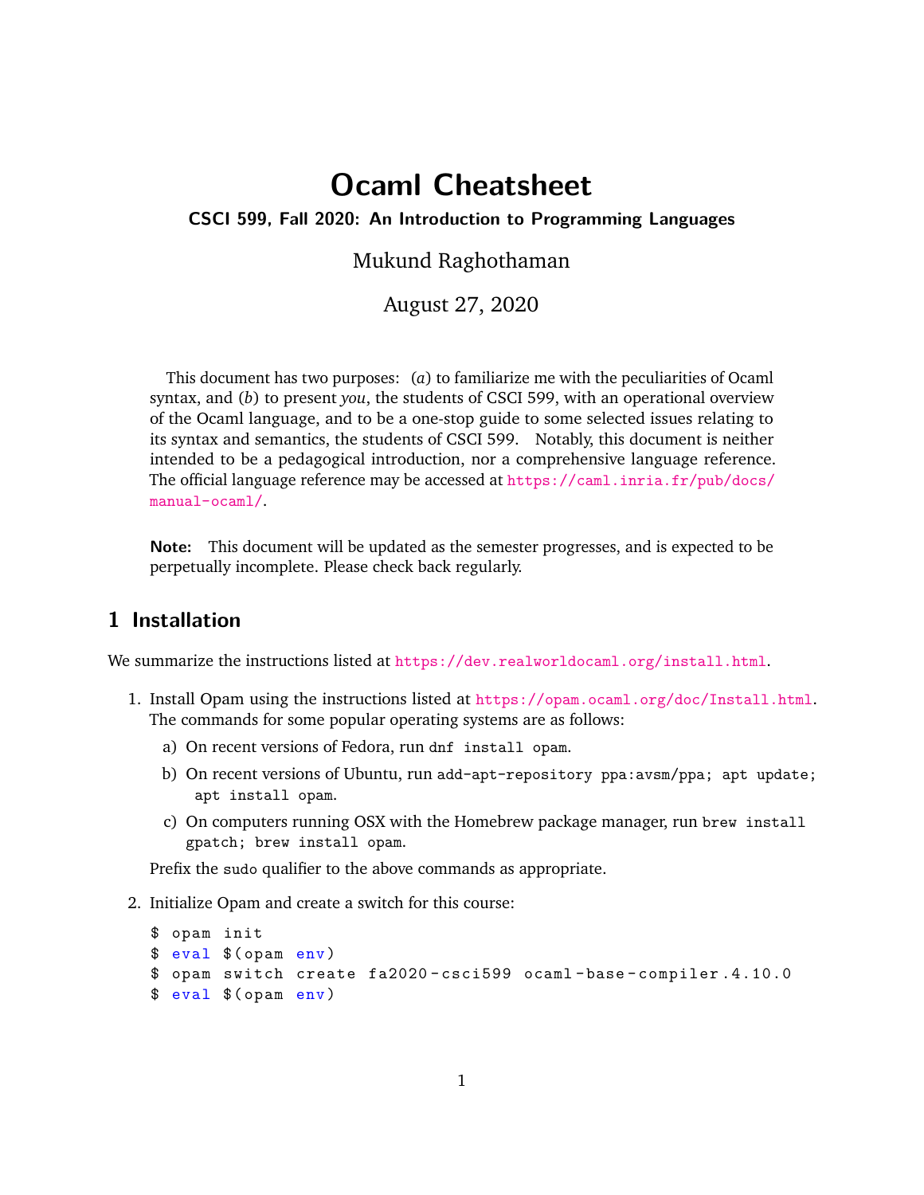# Ocaml Cheatsheet

**CSCI 599, Fall 2020: An Introduction to Programming Languages**

Mukund Raghothaman

August 27, 2020

This document has two purposes: (*a*) to familiarize me with the peculiarities of Ocaml syntax, and (*b*) to present *you*, the students of CSCI 599, with an operational overview of the Ocaml language, and to be a one-stop guide to some selected issues relating to its syntax and semantics, the students of CSCI 599. Notably, this document is neither intended to be a pedagogical introduction, nor a comprehensive language reference. The official language reference may be accessed at `https://caml.inria.fr/pub/docs/manual-ocaml/`.

**Note:** This document will be updated as the semester progresses, and is expected to be perpetually incomplete. Please check back regularly.

## 1 Installation

We summarize the instructions listed at `https://dev.realworldocaml.org/install.html`.

1. Install Opam using the instructions listed at `https://opam.ocaml.org/doc/Install.html`. The commands for some popular operating systems are as follows:

   a) On recent versions of Fedora, run `dnf install opam`.

   b) On recent versions of Ubuntu, run `add-apt-repository ppa:avsm/ppa; apt update; apt install opam`.

   c) On computers running OSX with the Homebrew package manager, run `brew install gpatch; brew install opam`.

   Prefix the `sudo` qualifier to the above commands as appropriate.

2. Initialize Opam and create a switch for this course:

```
$ opam init
$ eval $(opam env)
$ opam switch create fa2020-csci599 ocaml-base-compiler.4.10.0
$ eval $(opam env)
```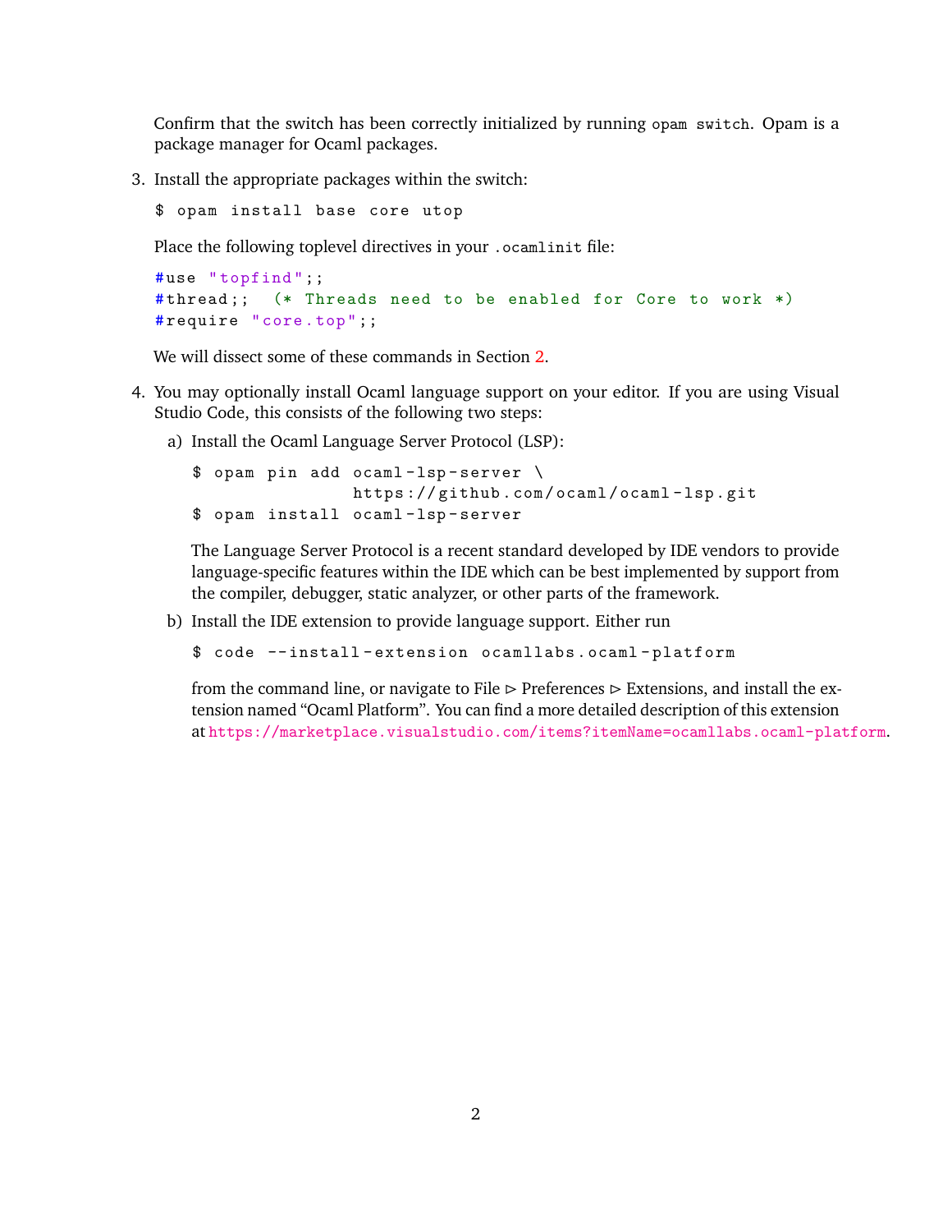Confirm that the switch has been correctly initialized by running `opam switch`. Opam is a package manager for Ocaml packages.

3. Install the appropriate packages within the switch:

   ```
   $ opam install base core utop
   ```

   Place the following toplevel directives in your `.ocamlinit` file:

   ```
   #use "topfind";;
   #thread;;  (* Threads need to be enabled for Core to work *)
   #require "core.top";;
   ```

   We will dissect some of these commands in Section 2.

4. You may optionally install Ocaml language support on your editor. If you are using Visual Studio Code, this consists of the following two steps:

   a) Install the Ocaml Language Server Protocol (LSP):

      ```
      $ opam pin add ocaml-lsp-server \
                     https://github.com/ocaml/ocaml-lsp.git
      $ opam install ocaml-lsp-server
      ```

      The Language Server Protocol is a recent standard developed by IDE vendors to provide language-specific features within the IDE which can be best implemented by support from the compiler, debugger, static analyzer, or other parts of the framework.

   b) Install the IDE extension to provide language support. Either run

      ```
      $ code --install-extension ocamllabs.ocaml-platform
      ```

      from the command line, or navigate to File ▷ Preferences ▷ Extensions, and install the extension named "Ocaml Platform". You can find a more detailed description of this extension at https://marketplace.visualstudio.com/items?itemName=ocamllabs.ocaml-platform.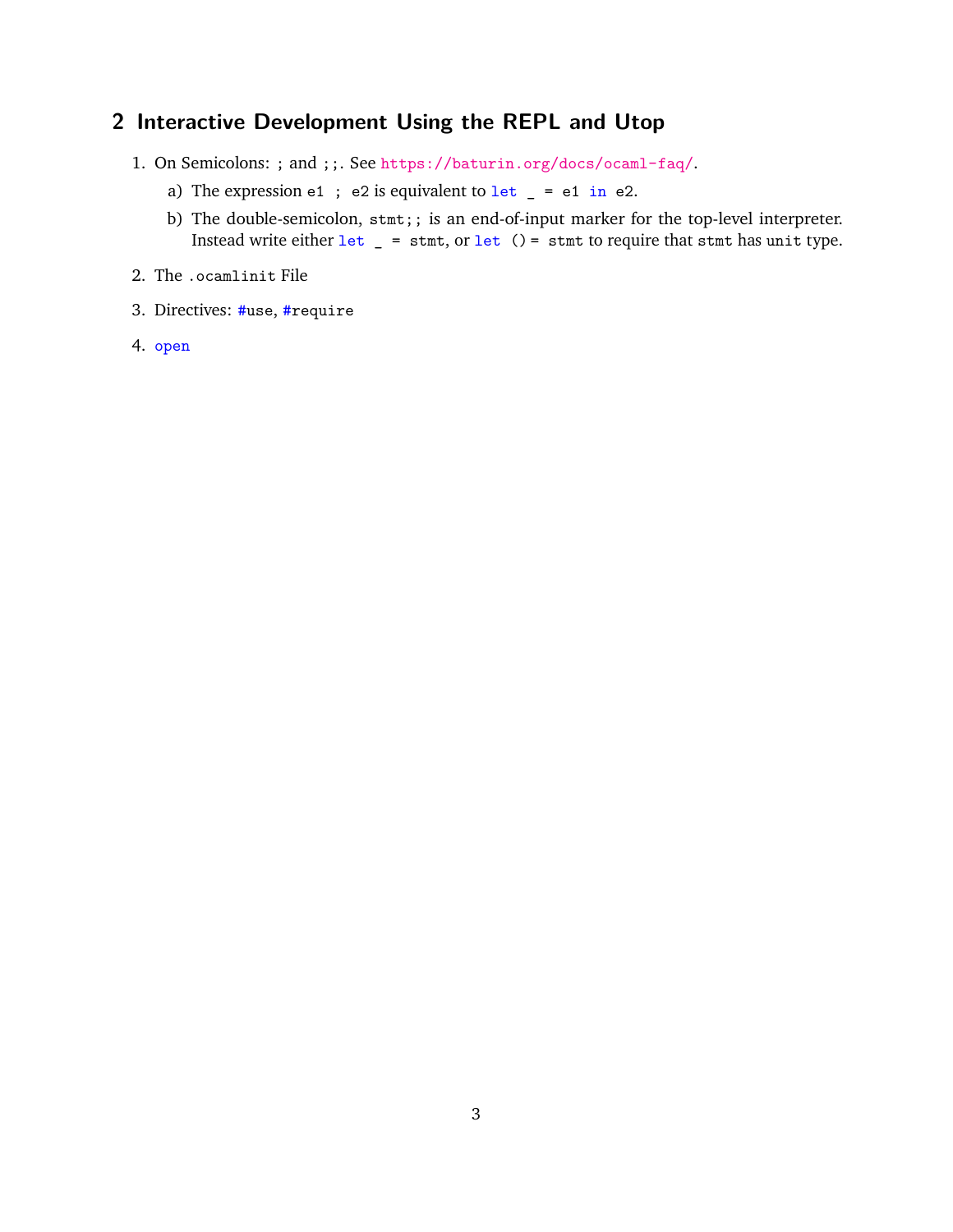## 2 Interactive Development Using the REPL and Utop

1. On Semicolons: `;` and `;;`. See https://baturin.org/docs/ocaml-faq/.
    a) The expression `e1 ; e2` is equivalent to `let _ = e1 in e2`.
    b) The double-semicolon, `stmt;;` is an end-of-input marker for the top-level interpreter. Instead write either `let _ = stmt`, or `let () = stmt` to require that `stmt` has `unit` type.
2. The `.ocamlinit` File
3. Directives: `#use`, `#require`
4. `open`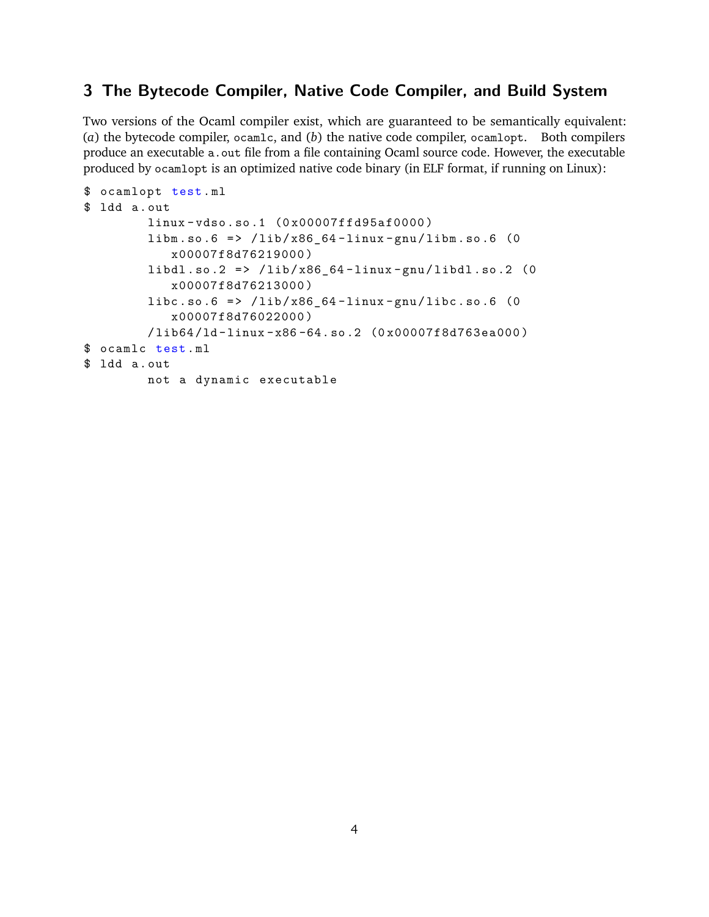## 3 The Bytecode Compiler, Native Code Compiler, and Build System

Two versions of the Ocaml compiler exist, which are guaranteed to be semantically equivalent: (*a*) the bytecode compiler, `ocamlc`, and (*b*) the native code compiler, `ocamlopt`. Both compilers produce an executable `a.out` file from a file containing Ocaml source code. However, the executable produced by `ocamlopt` is an optimized native code binary (in ELF format, if running on Linux):

```
$ ocamlopt test.ml
$ ldd a.out
        linux-vdso.so.1 (0x00007ffd95af0000)
        libm.so.6 => /lib/x86_64-linux-gnu/libm.so.6 (0
           x00007f8d76219000)
        libdl.so.2 => /lib/x86_64-linux-gnu/libdl.so.2 (0
           x00007f8d76213000)
        libc.so.6 => /lib/x86_64-linux-gnu/libc.so.6 (0
           x00007f8d76022000)
        /lib64/ld-linux-x86-64.so.2 (0x00007f8d763ea000)
$ ocamlc test.ml
$ ldd a.out
        not a dynamic executable
```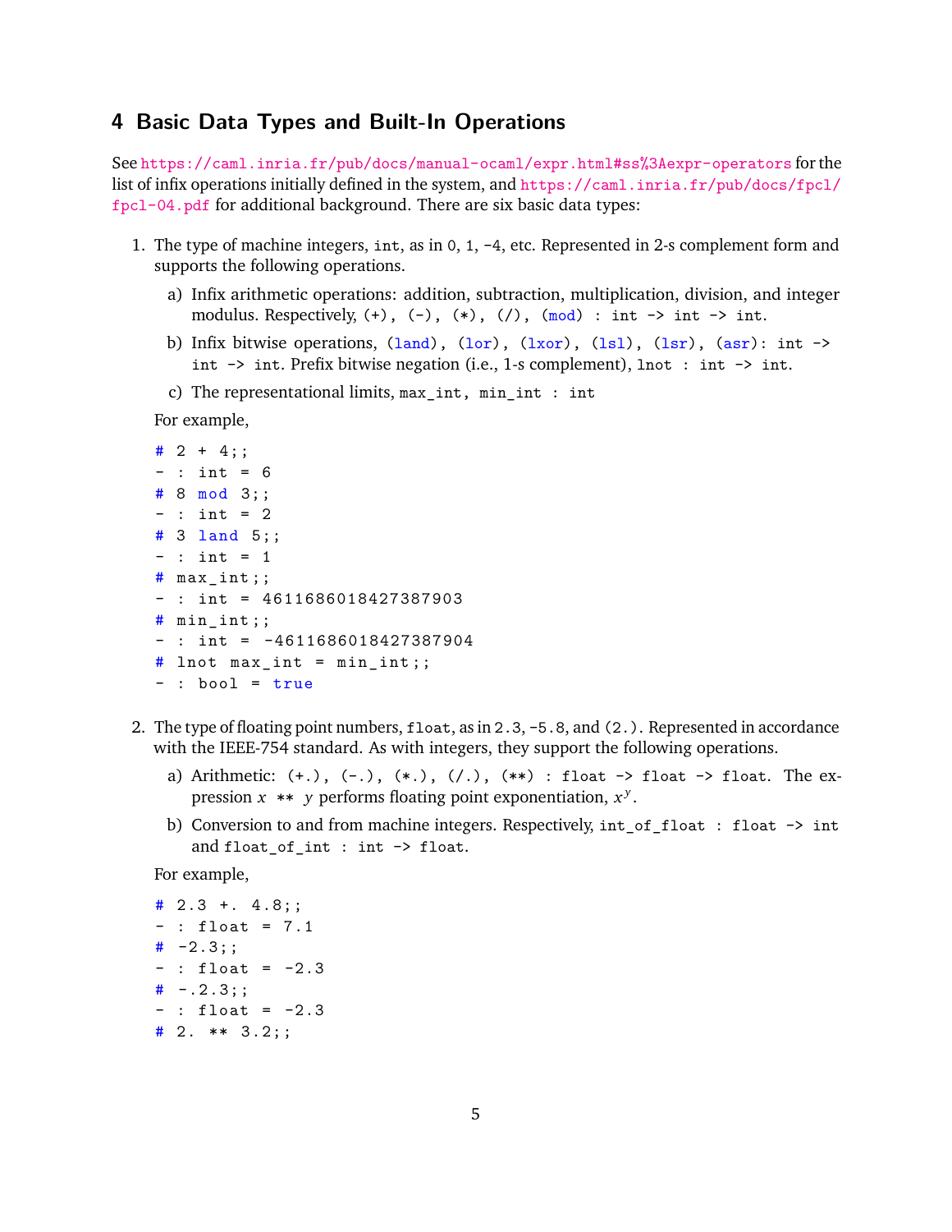## 4 Basic Data Types and Built-In Operations

See https://caml.inria.fr/pub/docs/manual-ocaml/expr.html#ss%3Aexpr-operators for the list of infix operations initially defined in the system, and https://caml.inria.fr/pub/docs/fpcl/fpcl-04.pdf for additional background. There are six basic data types:

1. The type of machine integers, `int`, as in `0`, `1`, `-4`, etc. Represented in 2-s complement form and supports the following operations.

   a) Infix arithmetic operations: addition, subtraction, multiplication, division, and integer modulus. Respectively, `(+)`, `(-)`, `(*)`, `(/)`, `(mod) : int -> int -> int`.

   b) Infix bitwise operations, `(land)`, `(lor)`, `(lxor)`, `(lsl)`, `(lsr)`, `(asr): int -> int -> int`. Prefix bitwise negation (i.e., 1-s complement), `lnot : int -> int`.

   c) The representational limits, `max_int`, `min_int : int`

   For example,

   ```
   # 2 + 4;;
   - : int = 6
   # 8 mod 3;;
   - : int = 2
   # 3 land 5;;
   - : int = 1
   # max_int;;
   - : int = 4611686018427387903
   # min_int;;
   - : int = -4611686018427387904
   # lnot max_int = min_int;;
   - : bool = true
   ```

2. The type of floating point numbers, `float`, as in `2.3`, `-5.8`, and `(2.)`. Represented in accordance with the IEEE-754 standard. As with integers, they support the following operations.

   a) Arithmetic: `(+.)`, `(-.)`, `(*.)`, `(/.)`, `(**) : float -> float -> float`. The expression $x$ `**` $y$ performs floating point exponentiation, $x^y$.

   b) Conversion to and from machine integers. Respectively, `int_of_float : float -> int` and `float_of_int : int -> float`.

   For example,

   ```
   # 2.3 +. 4.8;;
   - : float = 7.1
   # -2.3;;
   - : float = -2.3
   # -.2.3;;
   - : float = -2.3
   # 2. ** 3.2;;
   ```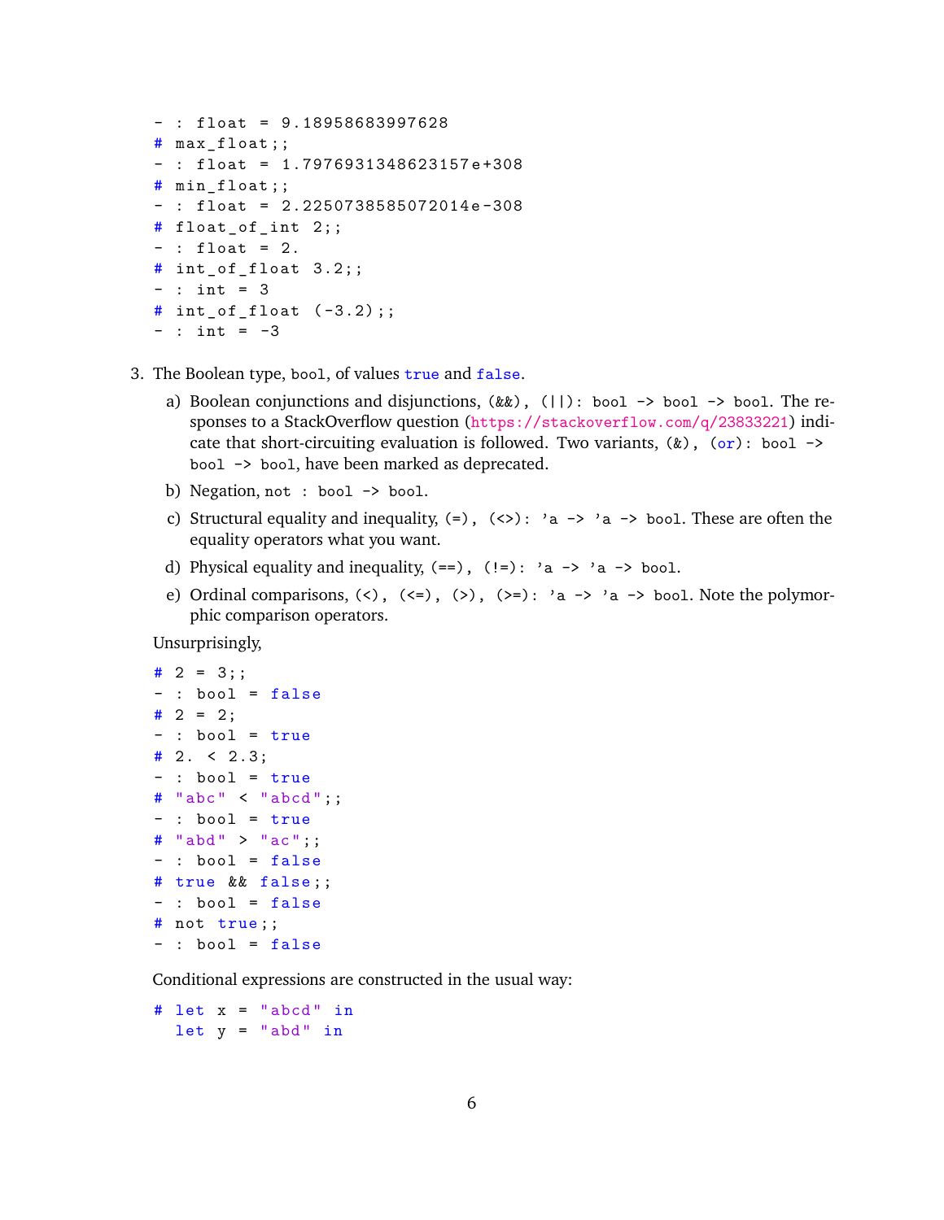```
- : float = 9.18958683997628
# max_float;;
- : float = 1.7976931348623157e+308
# min_float;;
- : float = 2.2250738585072014e-308
# float_of_int 2;;
- : float = 2.
# int_of_float 3.2;;
- : int = 3
# int_of_float (-3.2);;
- : int = -3
```

3. The Boolean type, `bool`, of values `true` and `false`.

   a) Boolean conjunctions and disjunctions, `(&&), (||): bool -> bool -> bool`. The responses to a StackOverflow question (https://stackoverflow.com/q/23833221) indicate that short-circuiting evaluation is followed. Two variants, `(&), (or): bool -> bool -> bool`, have been marked as deprecated.

   b) Negation, `not : bool -> bool`.

   c) Structural equality and inequality, `(=), (<>): 'a -> 'a -> bool`. These are often the equality operators what you want.

   d) Physical equality and inequality, `(==), (!=): 'a -> 'a -> bool`.

   e) Ordinal comparisons, `(<), (<=), (>), (>=): 'a -> 'a -> bool`. Note the polymorphic comparison operators.

   Unsurprisingly,

```
# 2 = 3;;
- : bool = false
# 2 = 2;
- : bool = true
# 2. < 2.3;
- : bool = true
# "abc" < "abcd";;
- : bool = true
# "abd" > "ac";;
- : bool = false
# true && false;;
- : bool = false
# not true;;
- : bool = false
```

   Conditional expressions are constructed in the usual way:

```
# let x = "abcd" in
  let y = "abd" in
```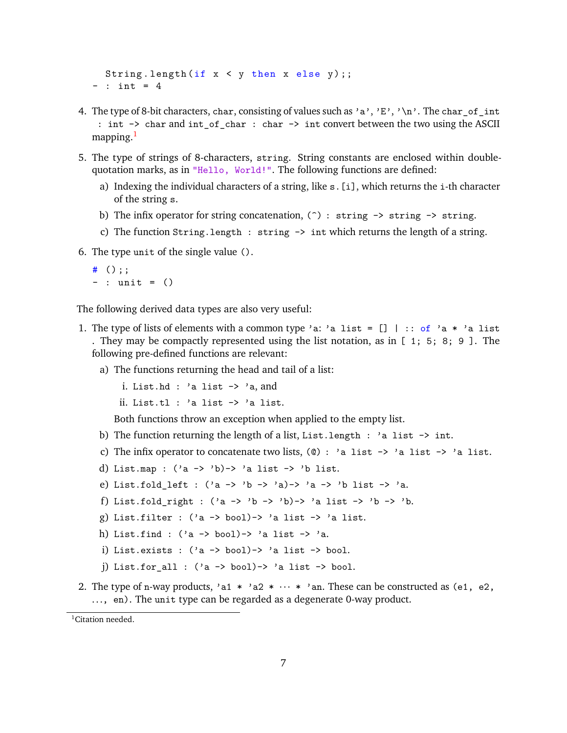```
  String.length(if x < y then x else y);;
- : int = 4
```

4. The type of 8-bit characters, `char`, consisting of values such as `'a'`, `'E'`, `'\n'`. The `char_of_int : int -> char` and `int_of_char : char -> int` convert between the two using the ASCII mapping.[1]

5. The type of strings of 8-characters, `string`. String constants are enclosed within double-quotation marks, as in `"Hello, World!"`. The following functions are defined:

   a) Indexing the individual characters of a string, like `s.[i]`, which returns the `i`-th character of the string `s`.

   b) The infix operator for string concatenation, `(^) : string -> string -> string`.

   c) The function `String.length : string -> int` which returns the length of a string.

6. The type `unit` of the single value `()`.

```
# ();;
- : unit = ()
```

The following derived data types are also very useful:

1. The type of lists of elements with a common type `'a`: `'a list = [] | :: of 'a * 'a list`. They may be compactly represented using the list notation, as in `[ 1; 5; 8; 9 ]`. The following pre-defined functions are relevant:

   a) The functions returning the head and tail of a list:

      i. `List.hd : 'a list -> 'a`, and

      ii. `List.tl : 'a list -> 'a list`.

      Both functions throw an exception when applied to the empty list.

   b) The function returning the length of a list, `List.length : 'a list -> int`.

   c) The infix operator to concatenate two lists, `(@) : 'a list -> 'a list -> 'a list`.

   d) `List.map : ('a -> 'b)-> 'a list -> 'b list`.

   e) `List.fold_left : ('a -> 'b -> 'a)-> 'a -> 'b list -> 'a`.

   f) `List.fold_right : ('a -> 'b -> 'b)-> 'a list -> 'b -> 'b`.

   g) `List.filter : ('a -> bool)-> 'a list -> 'a list`.

   h) `List.find : ('a -> bool)-> 'a list -> 'a`.

   i) `List.exists : ('a -> bool)-> 'a list -> bool`.

   j) `List.for_all : ('a -> bool)-> 'a list -> bool`.

2. The type of `n`-way products, `'a1 * 'a2 * ··· * 'an`. These can be constructed as `(e1, e2, ..., en)`. The `unit` type can be regarded as a degenerate 0-way product.

[1] Citation needed.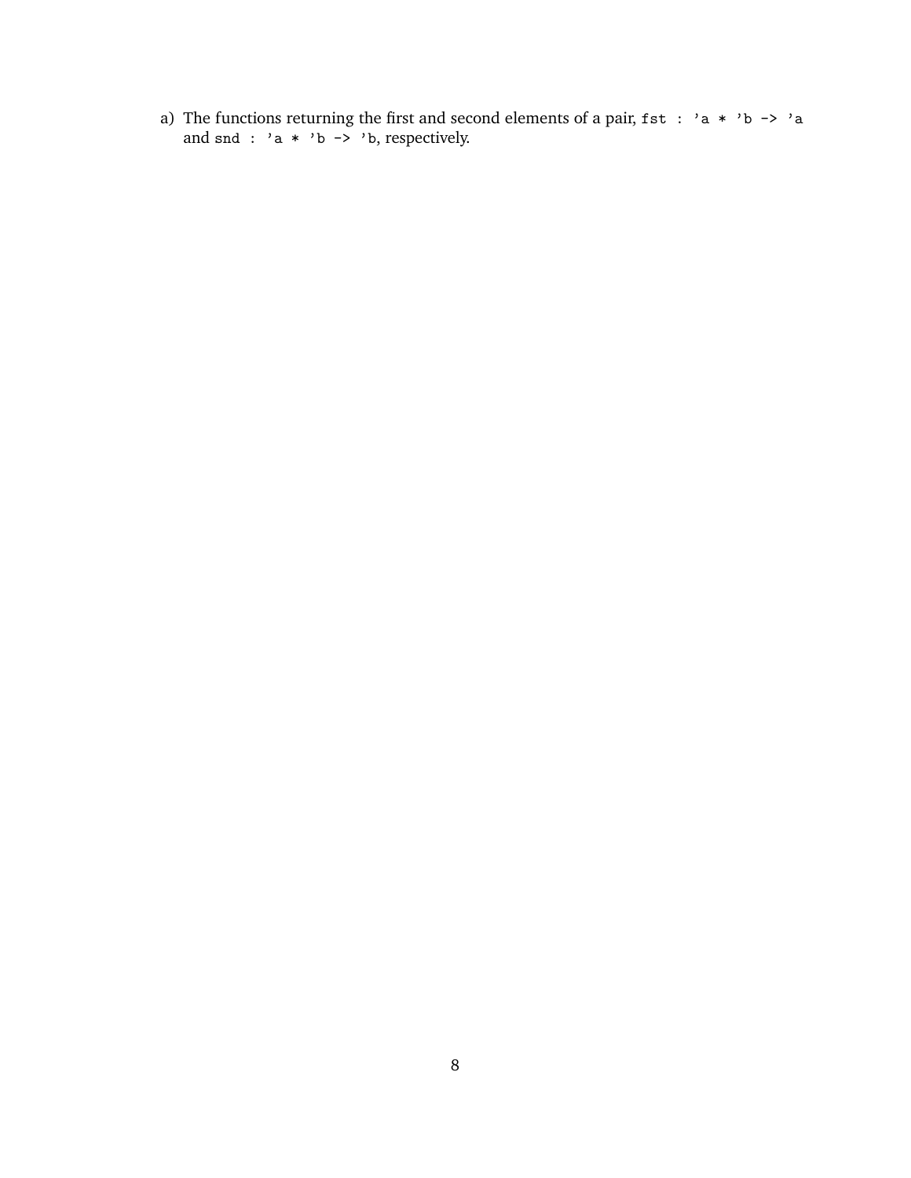a) The functions returning the first and second elements of a pair, `fst : 'a * 'b -> 'a` and `snd : 'a * 'b -> 'b`, respectively.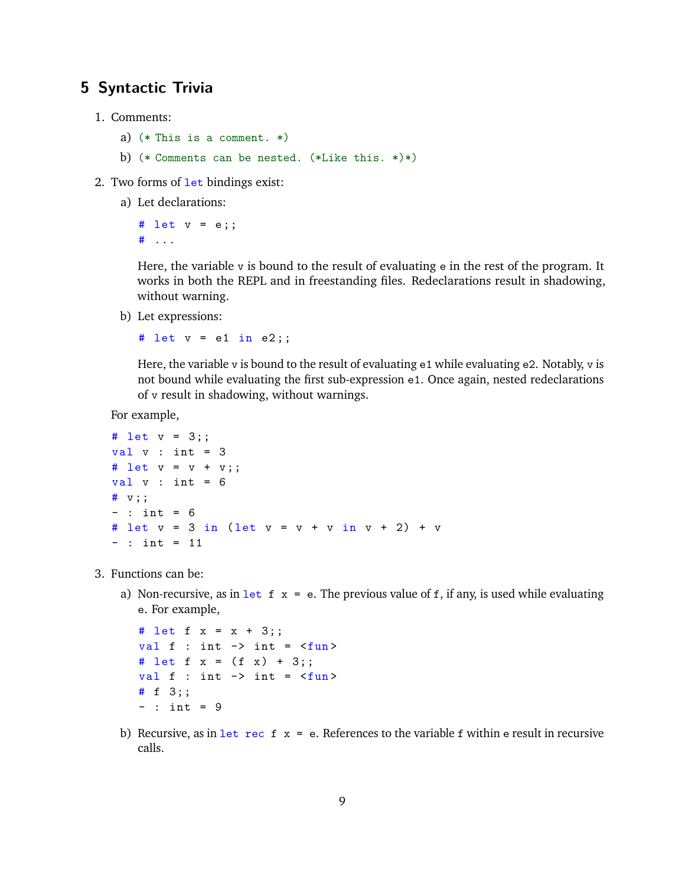## 5 Syntactic Trivia

1. Comments:

   a) `(* This is a comment. *)`

   b) `(* Comments can be nested. (*Like this. *)*)`

2. Two forms of `let` bindings exist:

   a) Let declarations:

   ```
   # let v = e;;
   # ...
   ```

   Here, the variable `v` is bound to the result of evaluating `e` in the rest of the program. It works in both the REPL and in freestanding files. Redeclarations result in shadowing, without warning.

   b) Let expressions:

   ```
   # let v = e1 in e2;;
   ```

   Here, the variable `v` is bound to the result of evaluating `e1` while evaluating `e2`. Notably, `v` is not bound while evaluating the first sub-expression `e1`. Once again, nested redeclarations of `v` result in shadowing, without warnings.

   For example,

   ```
   # let v = 3;;
   val v : int = 3
   # let v = v + v;;
   val v : int = 6
   # v;;
   - : int = 6
   # let v = 3 in (let v = v + v in v + 2) + v
   - : int = 11
   ```

3. Functions can be:

   a) Non-recursive, as in `let f x = e`. The previous value of `f`, if any, is used while evaluating `e`. For example,

   ```
   # let f x = x + 3;;
   val f : int -> int = <fun>
   # let f x = (f x) + 3;;
   val f : int -> int = <fun>
   # f 3;;
   - : int = 9
   ```

   b) Recursive, as in `let rec f x = e`. References to the variable `f` within `e` result in recursive calls.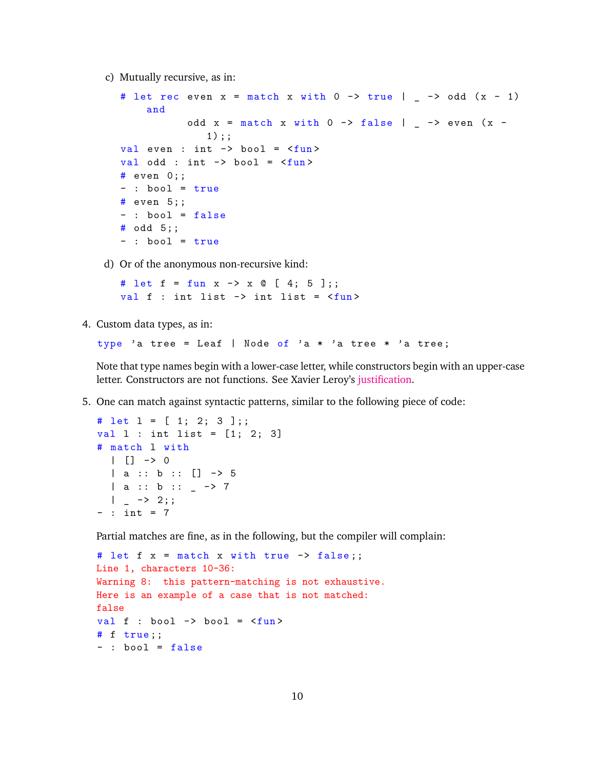c) Mutually recursive, as in:

```
# let rec even x = match x with 0 -> true | _ -> odd (x - 1)
    and
          odd x = match x with 0 -> false | _ -> even (x -
             1);;
val even : int -> bool = <fun>
val odd : int -> bool = <fun>
# even 0;;
- : bool = true
# even 5;;
- : bool = false
# odd 5;;
- : bool = true
```

d) Or of the anonymous non-recursive kind:

```
# let f = fun x -> x @ [ 4; 5 ];;
val f : int list -> int list = <fun>
```

4. Custom data types, as in:

```
type 'a tree = Leaf | Node of 'a * 'a tree * 'a tree;
```

Note that type names begin with a lower-case letter, while constructors begin with an upper-case letter. Constructors are not functions. See Xavier Leroy's justification.

5. One can match against syntactic patterns, similar to the following piece of code:

```
# let l = [ 1; 2; 3 ];;
val l : int list = [1; 2; 3]
# match l with
  | [] -> 0
  | a :: b :: [] -> 5
  | a :: b :: _ -> 7
  | _ -> 2;;
- : int = 7
```

Partial matches are fine, as in the following, but the compiler will complain:

```
# let f x = match x with true -> false;;
Line 1, characters 10-36:
Warning 8: this pattern-matching is not exhaustive.
Here is an example of a case that is not matched:
false
val f : bool -> bool = <fun>
# f true;;
- : bool = false
```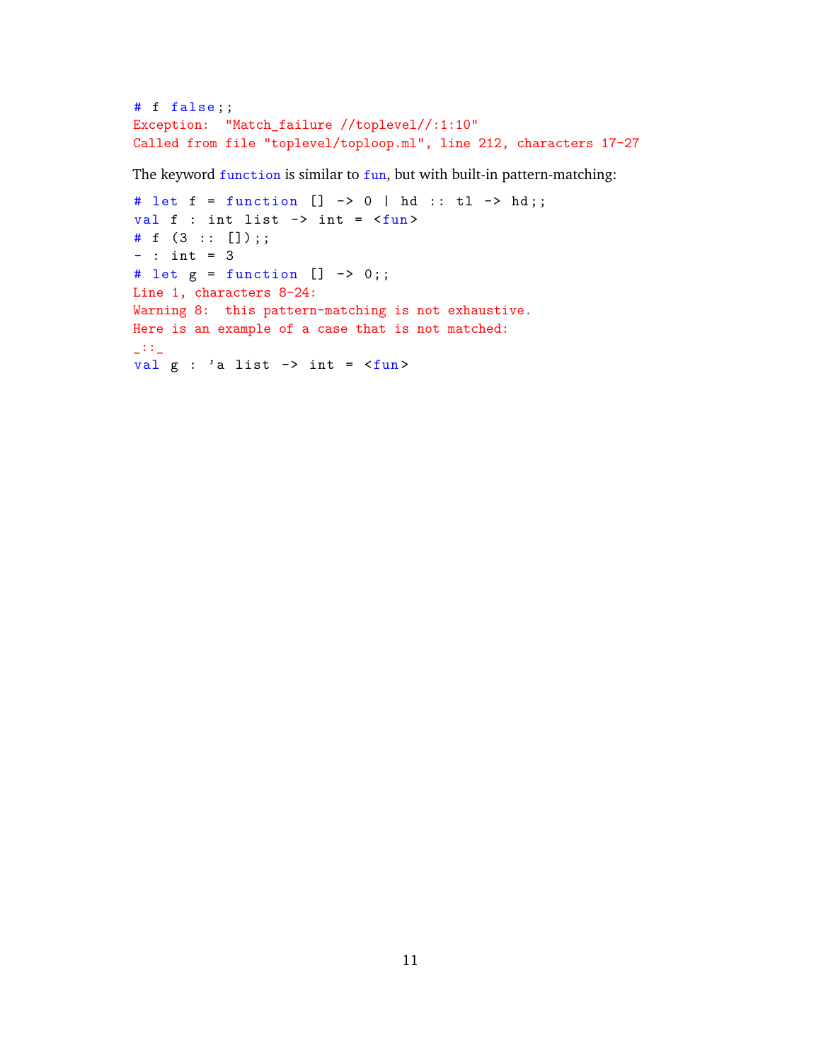```
# f false;;
Exception:  "Match_failure //toplevel//:1:10"
Called from file "toplevel/toploop.ml", line 212, characters 17-27
```

The keyword `function` is similar to `fun`, but with built-in pattern-matching:

```
# let f = function [] -> 0 | hd :: tl -> hd;;
val f : int list -> int = <fun>
# f (3 :: []);;
- : int = 3
# let g = function [] -> 0;;
Line 1, characters 8-24:
Warning 8:  this pattern-matching is not exhaustive.
Here is an example of a case that is not matched:
_::_
val g : 'a list -> int = <fun>
```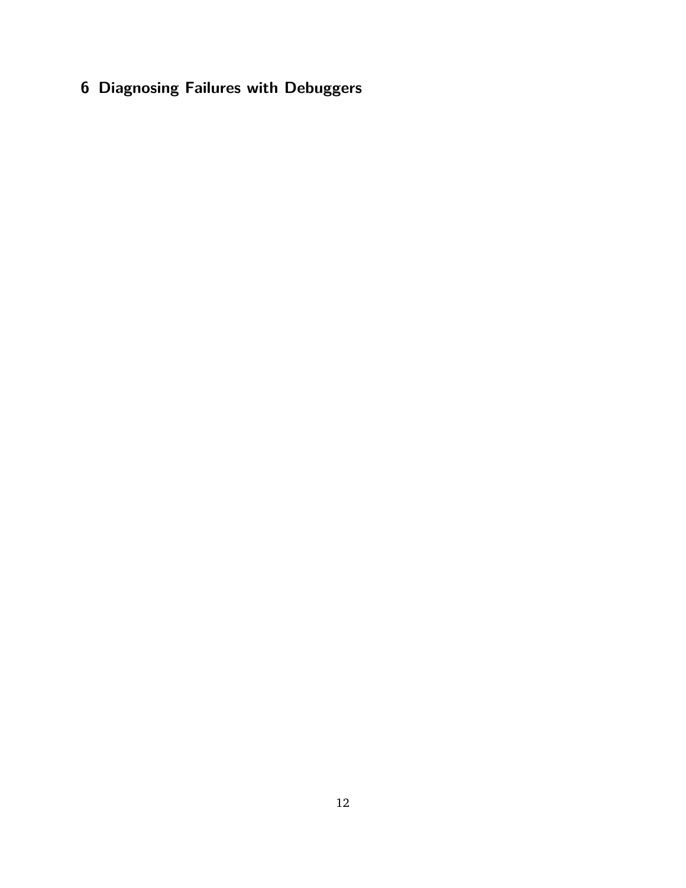# 6 Diagnosing Failures with Debuggers